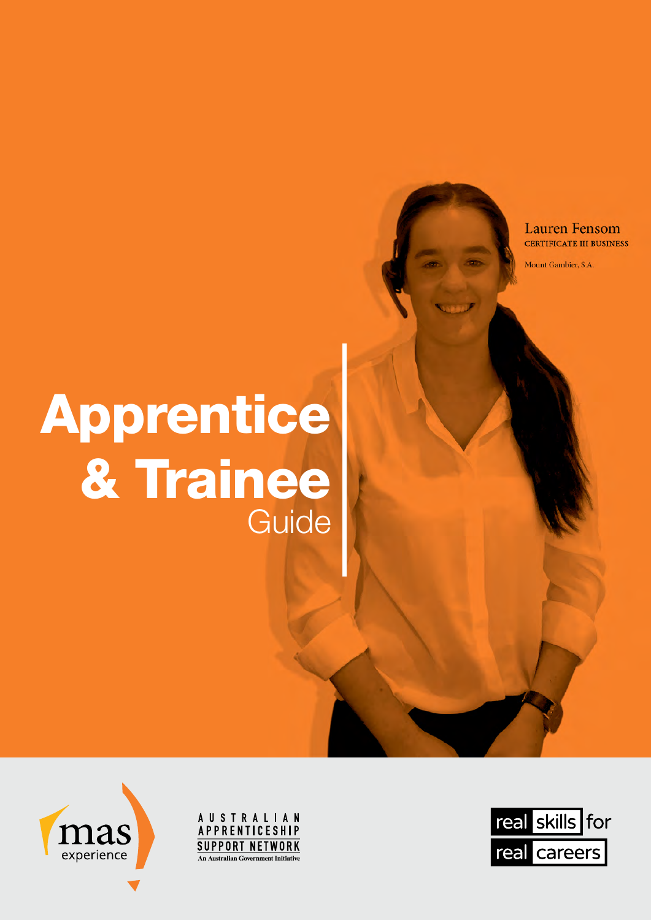Lauren Fensom
CERTIFICATE III BUSINESS

Mount Gambier, S.A.

# Apprentice & Trainee Guide

mas experience

AUSTRALIAN APPRENTICESHIP SUPPORT NETWORK
An Australian Government Initiative

real skills for real careers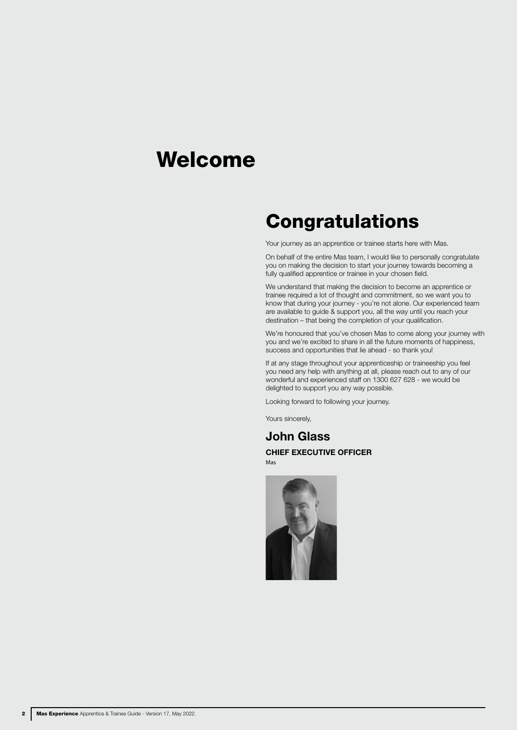# Welcome

## Congratulations

Your journey as an apprentice or trainee starts here with Mas.

On behalf of the entire Mas team, I would like to personally congratulate you on making the decision to start your journey towards becoming a fully qualified apprentice or trainee in your chosen field.

We understand that making the decision to become an apprentice or trainee required a lot of thought and commitment, so we want you to know that during your journey - you're not alone. Our experienced team are available to guide & support you, all the way until you reach your destination – that being the completion of your qualification.

We're honoured that you've chosen Mas to come along your journey with you and we're excited to share in all the future moments of happiness, success and opportunities that lie ahead - so thank you!

If at any stage throughout your apprenticeship or traineeship you feel you need any help with anything at all, please reach out to any of our wonderful and experienced staff on 1300 627 628 - we would be delighted to support you any way possible.

Looking forward to following your journey.

Yours sincerely,

### John Glass

**CHIEF EXECUTIVE OFFICER**

Mas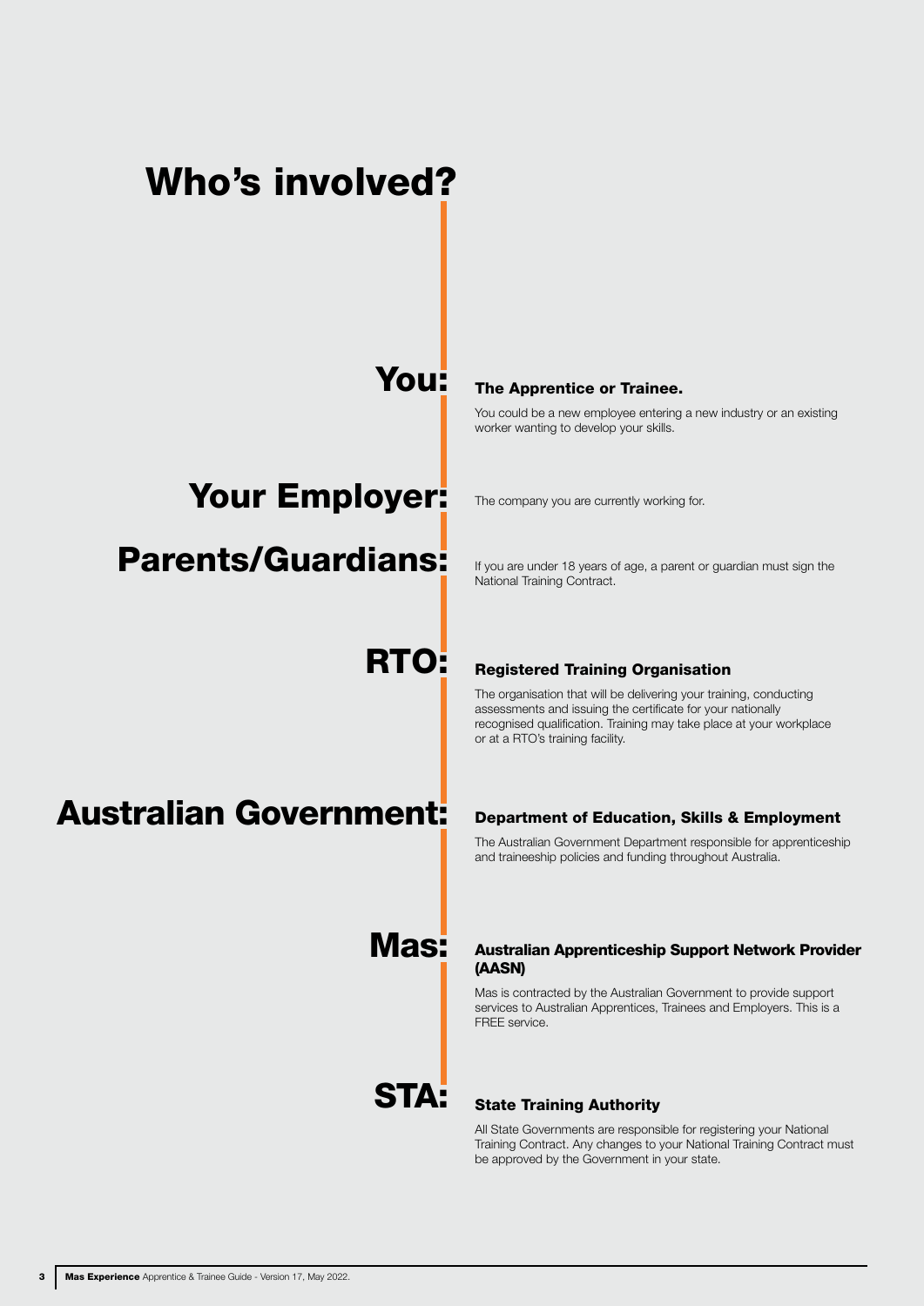# Who's involved?

## You:

**The Apprentice or Trainee.**

You could be a new employee entering a new industry or an existing worker wanting to develop your skills.

## Your Employer:

The company you are currently working for.

## Parents/Guardians:

If you are under 18 years of age, a parent or guardian must sign the National Training Contract.

## RTO:

**Registered Training Organisation**

The organisation that will be delivering your training, conducting assessments and issuing the certificate for your nationally recognised qualification. Training may take place at your workplace or at a RTO's training facility.

## Australian Government:

**Department of Education, Skills & Employment**

The Australian Government Department responsible for apprenticeship and traineeship policies and funding throughout Australia.

## Mas:

**Australian Apprenticeship Support Network Provider (AASN)**

Mas is contracted by the Australian Government to provide support services to Australian Apprentices, Trainees and Employers. This is a FREE service.

## STA:

**State Training Authority**

All State Governments are responsible for registering your National Training Contract. Any changes to your National Training Contract must be approved by the Government in your state.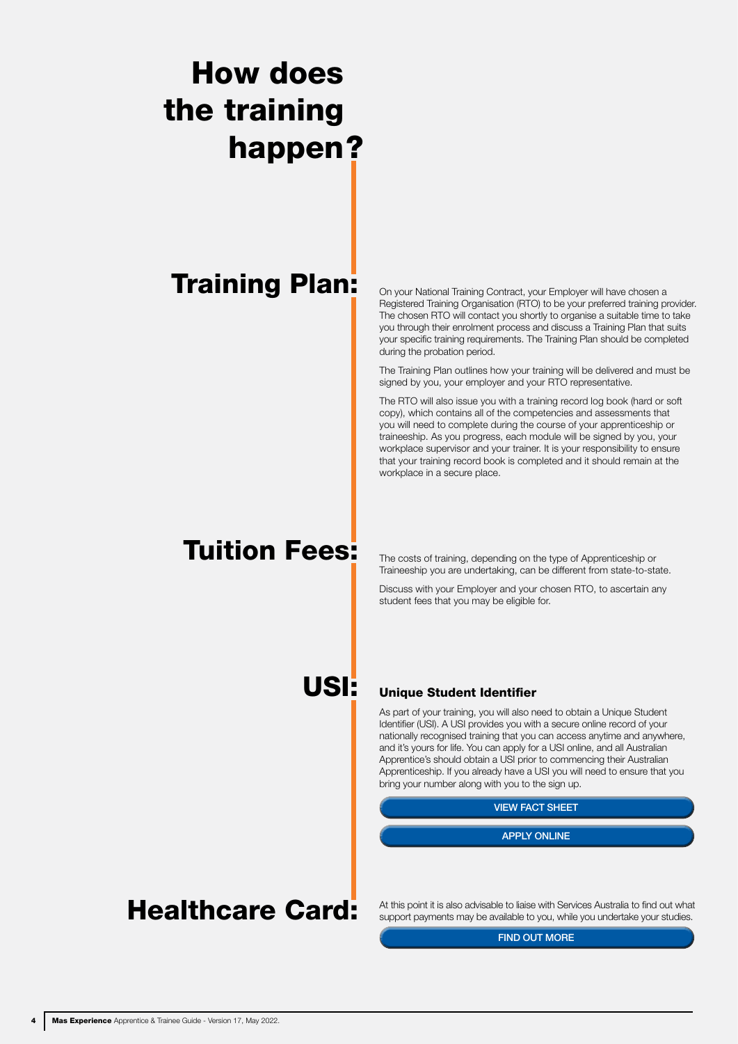# How does the training happen?

## Training Plan:

On your National Training Contract, your Employer will have chosen a Registered Training Organisation (RTO) to be your preferred training provider. The chosen RTO will contact you shortly to organise a suitable time to take you through their enrolment process and discuss a Training Plan that suits your specific training requirements. The Training Plan should be completed during the probation period.

The Training Plan outlines how your training will be delivered and must be signed by you, your employer and your RTO representative.

The RTO will also issue you with a training record log book (hard or soft copy), which contains all of the competencies and assessments that you will need to complete during the course of your apprenticeship or traineeship. As you progress, each module will be signed by you, your workplace supervisor and your trainer. It is your responsibility to ensure that your training record book is completed and it should remain at the workplace in a secure place.

## Tuition Fees:

The costs of training, depending on the type of Apprenticeship or Traineeship you are undertaking, can be different from state-to-state.

Discuss with your Employer and your chosen RTO, to ascertain any student fees that you may be eligible for.

## USI:

### Unique Student Identifier

As part of your training, you will also need to obtain a Unique Student Identifier (USI). A USI provides you with a secure online record of your nationally recognised training that you can access anytime and anywhere, and it's yours for life. You can apply for a USI online, and all Australian Apprentice's should obtain a USI prior to commencing their Australian Apprenticeship. If you already have a USI you will need to ensure that you bring your number along with you to the sign up.

VIEW FACT SHEET

APPLY ONLINE

## Healthcare Card:

At this point it is also advisable to liaise with Services Australia to find out what support payments may be available to you, while you undertake your studies.

FIND OUT MORE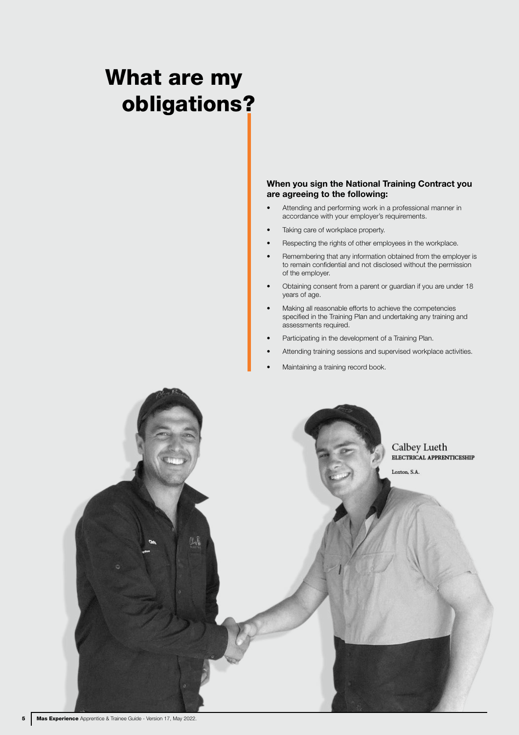# What are my obligations?

**When you sign the National Training Contract you are agreeing to the following:**

- Attending and performing work in a professional manner in accordance with your employer's requirements.
- Taking care of workplace property.
- Respecting the rights of other employees in the workplace.
- Remembering that any information obtained from the employer is to remain confidential and not disclosed without the permission of the employer.
- Obtaining consent from a parent or guardian if you are under 18 years of age.
- Making all reasonable efforts to achieve the competencies specified in the Training Plan and undertaking any training and assessments required.
- Participating in the development of a Training Plan.
- Attending training sessions and supervised workplace activities.
- Maintaining a training record book.

Calbey Lueth
ELECTRICAL APPRENTICESHIP

Loxton, S.A.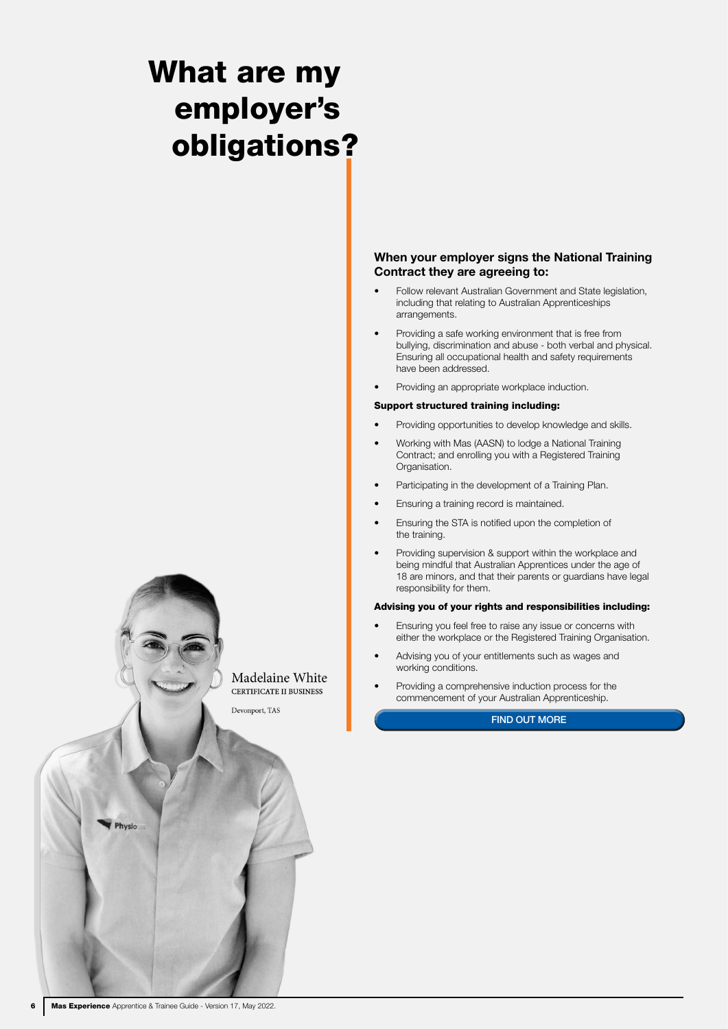# What are my employer's obligations?

Madelaine White
CERTIFICATE II BUSINESS

Devonport, TAS

### When your employer signs the National Training Contract they are agreeing to:

- Follow relevant Australian Government and State legislation, including that relating to Australian Apprenticeships arrangements.
- Providing a safe working environment that is free from bullying, discrimination and abuse - both verbal and physical. Ensuring all occupational health and safety requirements have been addressed.
- Providing an appropriate workplace induction.

**Support structured training including:**

- Providing opportunities to develop knowledge and skills.
- Working with Mas (AASN) to lodge a National Training Contract; and enrolling you with a Registered Training Organisation.
- Participating in the development of a Training Plan.
- Ensuring a training record is maintained.
- Ensuring the STA is notified upon the completion of the training.
- Providing supervision & support within the workplace and being mindful that Australian Apprentices under the age of 18 are minors, and that their parents or guardians have legal responsibility for them.

**Advising you of your rights and responsibilities including:**

- Ensuring you feel free to raise any issue or concerns with either the workplace or the Registered Training Organisation.
- Advising you of your entitlements such as wages and working conditions.
- Providing a comprehensive induction process for the commencement of your Australian Apprenticeship.

FIND OUT MORE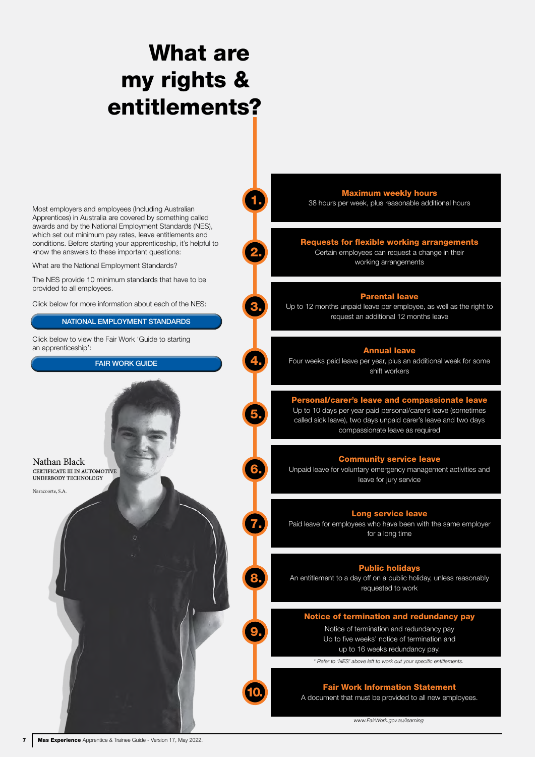# What are my rights & entitlements?

Most employers and employees (Including Australian Apprentices) in Australia are covered by something called awards and by the National Employment Standards (NES), which set out minimum pay rates, leave entitlements and conditions. Before starting your apprenticeship, it's helpful to know the answers to these important questions:

What are the National Employment Standards?

The NES provide 10 minimum standards that have to be provided to all employees.

Click below for more information about each of the NES:

NATIONAL EMPLOYMENT STANDARDS

Click below to view the Fair Work 'Guide to starting an apprenticeship':

FAIR WORK GUIDE

Nathan Black
CERTIFICATE III IN AUTOMOTIVE UNDERBODY TECHNOLOGY

Naracoorte, S.A.

**1. Maximum weekly hours**
38 hours per week, plus reasonable additional hours

**2. Requests for flexible working arrangements**
Certain employees can request a change in their working arrangements

**3. Parental leave**
Up to 12 months unpaid leave per employee, as well as the right to request an additional 12 months leave

**4. Annual leave**
Four weeks paid leave per year, plus an additional week for some shift workers

**5. Personal/carer's leave and compassionate leave**
Up to 10 days per year paid personal/carer's leave (sometimes called sick leave), two days unpaid carer's leave and two days compassionate leave as required

**6. Community service leave**
Unpaid leave for voluntary emergency management activities and leave for jury service

**7. Long service leave**
Paid leave for employees who have been with the same employer for a long time

**8. Public holidays**
An entitlement to a day off on a public holiday, unless reasonably requested to work

**9. Notice of termination and redundancy pay**
Notice of termination and redundancy pay
Up to five weeks' notice of termination and up to 16 weeks redundancy pay.

*\* Refer to 'NES' above left to work out your specific entitlements.*

**10. Fair Work Information Statement**
A document that must be provided to all new employees.

*www.FairWork.gov.au/learning*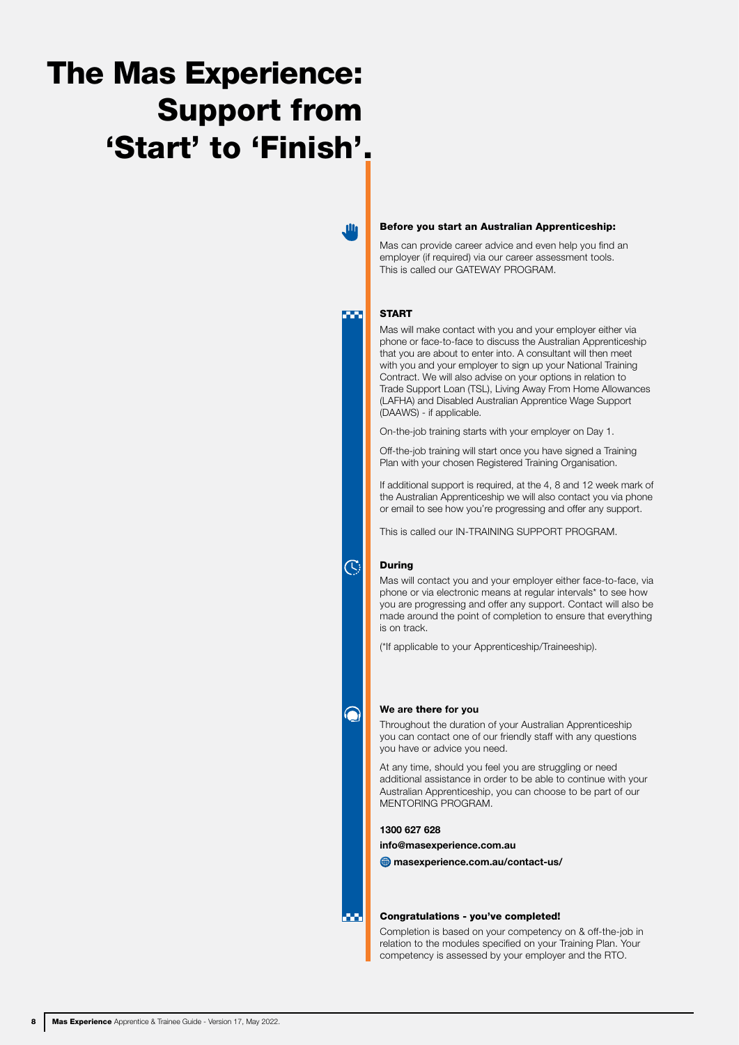# The Mas Experience: Support from 'Start' to 'Finish'.

### Before you start an Australian Apprenticeship:

Mas can provide career advice and even help you find an employer (if required) via our career assessment tools. This is called our GATEWAY PROGRAM.

### START

Mas will make contact with you and your employer either via phone or face-to-face to discuss the Australian Apprenticeship that you are about to enter into. A consultant will then meet with you and your employer to sign up your National Training Contract. We will also advise on your options in relation to Trade Support Loan (TSL), Living Away From Home Allowances (LAFHA) and Disabled Australian Apprentice Wage Support (DAAWS) - if applicable.

On-the-job training starts with your employer on Day 1.

Off-the-job training will start once you have signed a Training Plan with your chosen Registered Training Organisation.

If additional support is required, at the 4, 8 and 12 week mark of the Australian Apprenticeship we will also contact you via phone or email to see how you're progressing and offer any support.

This is called our IN-TRAINING SUPPORT PROGRAM.

### During

Mas will contact you and your employer either face-to-face, via phone or via electronic means at regular intervals* to see how you are progressing and offer any support. Contact will also be made around the point of completion to ensure that everything is on track.

(*If applicable to your Apprenticeship/Traineeship).

### We are there for you

Throughout the duration of your Australian Apprenticeship you can contact one of our friendly staff with any questions you have or advice you need.

At any time, should you feel you are struggling or need additional assistance in order to be able to continue with your Australian Apprenticeship, you can choose to be part of our MENTORING PROGRAM.

**1300 627 628**

**info@masexperience.com.au**

**masexperience.com.au/contact-us/**

### Congratulations - you've completed!

Completion is based on your competency on & off-the-job in relation to the modules specified on your Training Plan. Your competency is assessed by your employer and the RTO.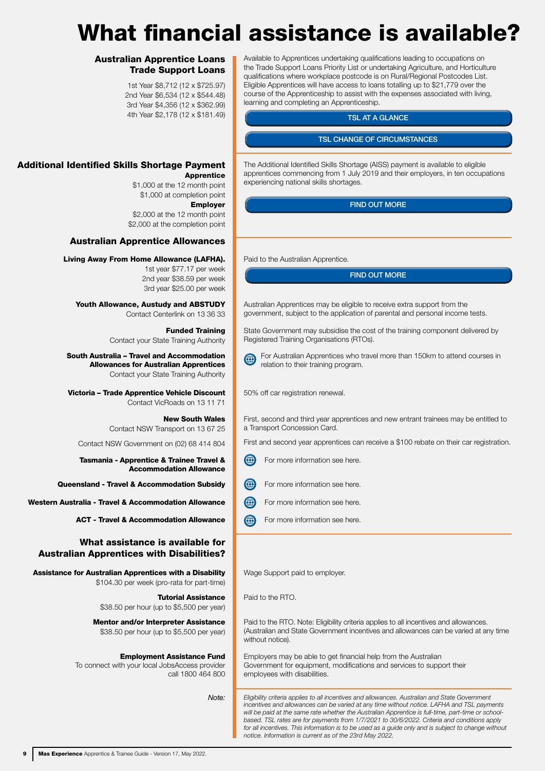# What financial assistance is available?

## Australian Apprentice Loans Trade Support Loans

1st Year $8,712 (12 x $725.97)
2nd Year $6,534 (12 x $544.48)
3rd Year $4,356 (12 x $362.99)
4th Year $2,178 (12 x $181.49)

Available to Apprentices undertaking qualifications leading to occupations on the Trade Support Loans Priority List or undertaking Agriculture, and Horticulture qualifications where workplace postcode is on Rural/Regional Postcodes List. Eligible Apprentices will have access to loans totalling up to $21,779 over the course of the Apprenticeship to assist with the expenses associated with living, learning and completing an Apprenticeship.

TSL AT A GLANCE

TSL CHANGE OF CIRCUMSTANCES

## Additional Identified Skills Shortage Payment

**Apprentice**
$1,000 at the 12 month point
$1,000 at completion point

**Employer**
$2,000 at the 12 month point
$2,000 at the completion point

The Additional Identified Skills Shortage (AISS) payment is available to eligible apprentices commencing from 1 July 2019 and their employers, in ten occupations experiencing national skills shortages.

FIND OUT MORE

## Australian Apprentice Allowances

**Living Away From Home Allowance (LAFHA).**
1st year $77.17 per week
2nd year $38.59 per week
3rd year $25.00 per week

Paid to the Australian Apprentice.

FIND OUT MORE

**Youth Allowance, Austudy and ABSTUDY**
Contact Centerlink on 13 36 33

Australian Apprentices may be eligible to receive extra support from the government, subject to the application of parental and personal income tests.

**Funded Training**
Contact your State Training Authority

State Government may subsidise the cost of the training component delivered by Registered Training Organisations (RTOs).

**South Australia – Travel and Accommodation Allowances for Australian Apprentices**
Contact your State Training Authority

For Australian Apprentices who travel more than 150km to attend courses in relation to their training program.

**Victoria – Trade Apprentice Vehicle Discount**
Contact VicRoads on 13 11 71

50% off car registration renewal.

**New South Wales**
Contact NSW Transport on 13 67 25

First, second and third year apprentices and new entrant trainees may be entitled to a Transport Concession Card.

Contact NSW Government on (02) 68 414 804

First and second year apprentices can receive a $100 rebate on their car registration.

**Tasmania - Apprentice & Trainee Travel & Accommodation Allowance**

For more information see here.

**Queensland - Travel & Accommodation Subsidy**

For more information see here.

**Western Australia - Travel & Accommodation Allowance**

For more information see here.

**ACT - Travel & Accommodation Allowance**

For more information see here.

## What assistance is available for Australian Apprentices with Disabilities?

**Assistance for Australian Apprentices with a Disability**
$104.30 per week (pro-rata for part-time)

Wage Support paid to employer.

**Tutorial Assistance**
$38.50 per hour (up to $5,500 per year)

Paid to the RTO.

**Mentor and/or Interpreter Assistance**
$38.50 per hour (up to $5,500 per year)

Paid to the RTO. Note: Eligibility criteria applies to all incentives and allowances. (Australian and State Government incentives and allowances can be varied at any time without notice).

**Employment Assistance Fund**
To connect with your local JobsAccess provider call 1800 464 800

Employers may be able to get financial help from the Australian Government for equipment, modifications and services to support their employees with disabilities.

*Note:*

*Eligibility criteria applies to all incentives and allowances. Australian and State Government incentives and allowances can be varied at any time without notice. LAFHA and TSL payments will be paid at the same rate whether the Australian Apprentice is full-time, part-time or school-based. TSL rates are for payments from 1/7/2021 to 30/6/2022. Criteria and conditions apply for all incentives. This information is to be used as a guide only and is subject to change without notice. Information is current as of the 23rd May 2022.*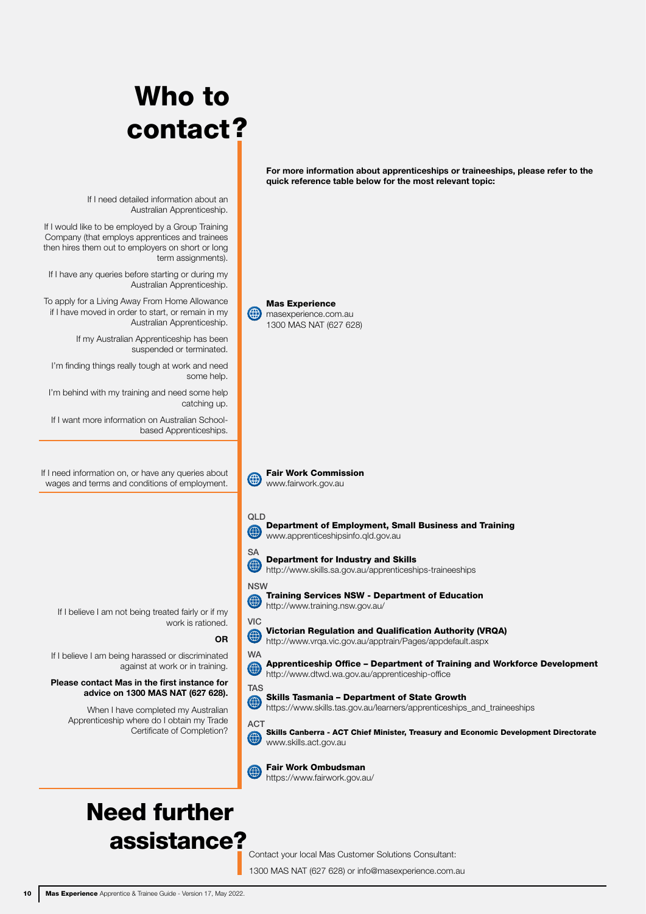# Who to contact?

**For more information about apprenticeships or traineeships, please refer to the quick reference table below for the most relevant topic:**

| If I... | Contact |
|---|---|
| If I need detailed information about an Australian Apprenticeship.<br>If I would like to be employed by a Group Training Company (that employs apprentices and trainees then hires them out to employers on short or long term assignments).<br>If I have any queries before starting or during my Australian Apprenticeship.<br>To apply for a Living Away From Home Allowance if I have moved in order to start, or remain in my Australian Apprenticeship.<br>If my Australian Apprenticeship has been suspended or terminated.<br>I'm finding things really tough at work and need some help.<br>I'm behind with my training and need some help catching up.<br>If I want more information on Australian School-based Apprenticeships. | **Mas Experience**<br>masexperience.com.au<br>1300 MAS NAT (627 628) |
| If I need information on, or have any queries about wages and terms and conditions of employment. | **Fair Work Commission**<br>www.fairwork.gov.au |
| If I believe I am not being treated fairly or if my work is rationed.<br>**OR**<br>If I believe I am being harassed or discriminated against at work or in training.<br>**Please contact Mas in the first instance for advice on 1300 MAS NAT (627 628).**<br>When I have completed my Australian Apprenticeship where do I obtain my Trade Certificate of Completion? | QLD<br>**Department of Employment, Small Business and Training**<br>www.apprenticeshipsinfo.qld.gov.au<br>SA<br>**Department for Industry and Skills**<br>http://www.skills.sa.gov.au/apprenticeships-traineeships<br>NSW<br>**Training Services NSW - Department of Education**<br>http://www.training.nsw.gov.au/<br>VIC<br>**Victorian Regulation and Qualification Authority (VRQA)**<br>http://www.vrqa.vic.gov.au/apptrain/Pages/appdefault.aspx<br>WA<br>**Apprenticeship Office – Department of Training and Workforce Development**<br>http://www.dtwd.wa.gov.au/apprenticeship-office<br>TAS<br>**Skills Tasmania – Department of State Growth**<br>https://www.skills.tas.gov.au/learners/apprenticeships_and_traineeships<br>ACT<br>**Skills Canberra - ACT Chief Minister, Treasury and Economic Development Directorate**<br>www.skills.act.gov.au<br>**Fair Work Ombudsman**<br>https://www.fairwork.gov.au/ |

# Need further assistance?

Contact your local Mas Customer Solutions Consultant:

1300 MAS NAT (627 628) or info@masexperience.com.au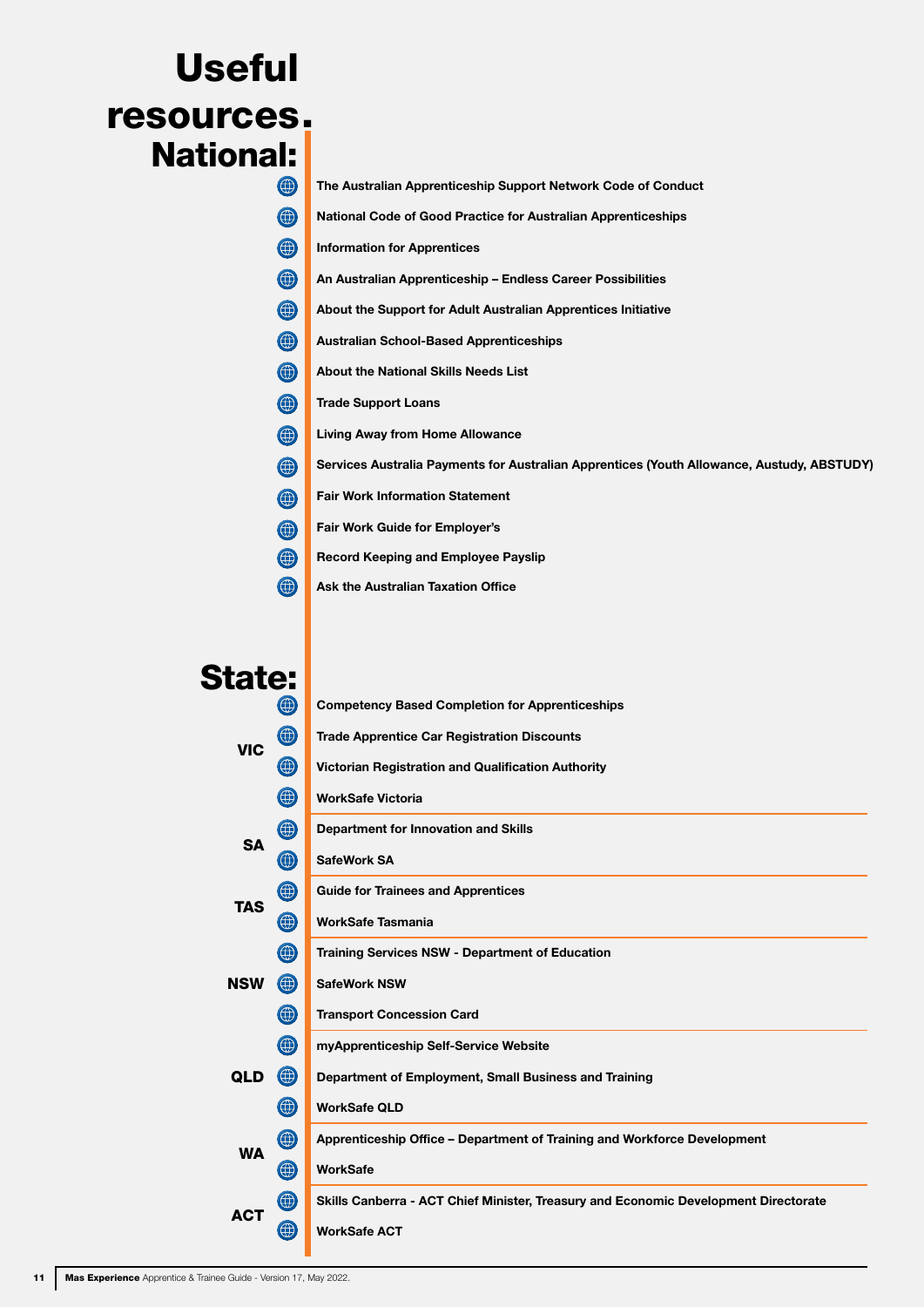# Useful resources.

## National:

- The Australian Apprenticeship Support Network Code of Conduct
- National Code of Good Practice for Australian Apprenticeships
- Information for Apprentices
- An Australian Apprenticeship – Endless Career Possibilities
- About the Support for Adult Australian Apprentices Initiative
- Australian School-Based Apprenticeships
- About the National Skills Needs List
- Trade Support Loans
- Living Away from Home Allowance
- Services Australia Payments for Australian Apprentices (Youth Allowance, Austudy, ABSTUDY)
- Fair Work Information Statement
- Fair Work Guide for Employer's
- Record Keeping and Employee Payslip
- Ask the Australian Taxation Office

## State:

**VIC**

- Competency Based Completion for Apprenticeships
- Trade Apprentice Car Registration Discounts
- Victorian Registration and Qualification Authority
- WorkSafe Victoria

**SA**

- Department for Innovation and Skills
- SafeWork SA

**TAS**

- Guide for Trainees and Apprentices
- WorkSafe Tasmania

**NSW**

- Training Services NSW - Department of Education
- SafeWork NSW
- Transport Concession Card

**QLD**

- myApprenticeship Self-Service Website
- Department of Employment, Small Business and Training
- WorkSafe QLD

**WA**

- Apprenticeship Office – Department of Training and Workforce Development
- WorkSafe

**ACT**

- Skills Canberra - ACT Chief Minister, Treasury and Economic Development Directorate
- WorkSafe ACT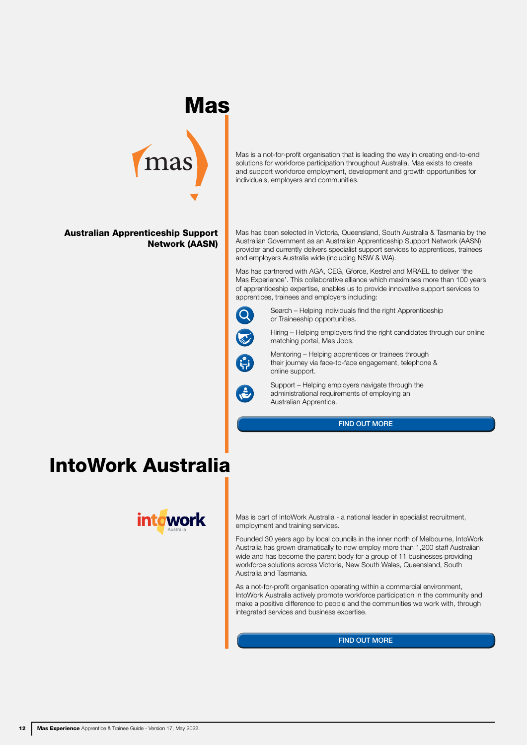# Mas

Mas is a not-for-profit organisation that is leading the way in creating end-to-end solutions for workforce participation throughout Australia. Mas exists to create and support workforce employment, development and growth opportunities for individuals, employers and communities.

## Australian Apprenticeship Support Network (AASN)

Mas has been selected in Victoria, Queensland, South Australia & Tasmania by the Australian Government as an Australian Apprenticeship Support Network (AASN) provider and currently delivers specialist support services to apprentices, trainees and employers Australia wide (including NSW & WA).

Mas has partnered with AGA, CEG, Gforce, Kestrel and MRAEL to deliver 'the Mas Experience'. This collaborative alliance which maximises more than 100 years of apprenticeship expertise, enables us to provide innovative support services to apprentices, trainees and employers including:

- Search – Helping individuals find the right Apprenticeship or Traineeship opportunities.
- Hiring – Helping employers find the right candidates through our online matching portal, Mas Jobs.
- Mentoring – Helping apprentices or trainees through their journey via face-to-face engagement, telephone & online support.
- Support – Helping employers navigate through the administrational requirements of employing an Australian Apprentice.

FIND OUT MORE

# IntoWork Australia

Mas is part of IntoWork Australia - a national leader in specialist recruitment, employment and training services.

Founded 30 years ago by local councils in the inner north of Melbourne, IntoWork Australia has grown dramatically to now employ more than 1,200 staff Australian wide and has become the parent body for a group of 11 businesses providing workforce solutions across Victoria, New South Wales, Queensland, South Australia and Tasmania.

As a not-for-profit organisation operating within a commercial environment, IntoWork Australia actively promote workforce participation in the community and make a positive difference to people and the communities we work with, through integrated services and business expertise.

FIND OUT MORE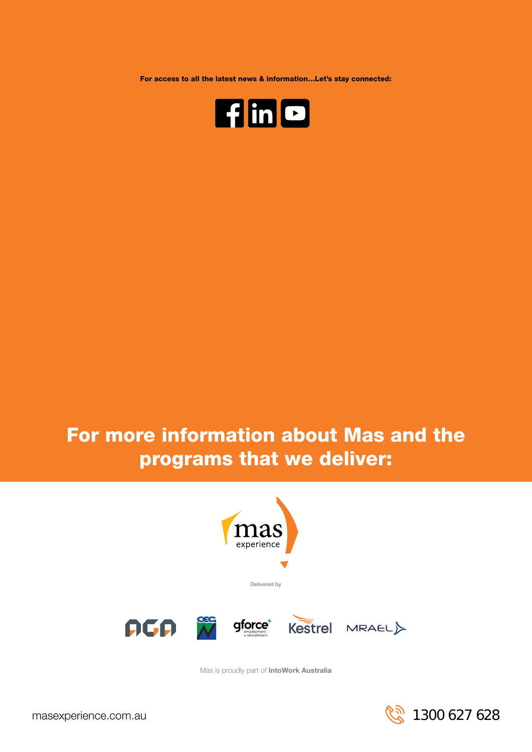For access to all the latest news & information...Let's stay connected:

## For more information about Mas and the programs that we deliver:

mas experience

Delivered by

Mas is proudly part of **IntoWork Australia**

masexperience.com.au

1300 627 628